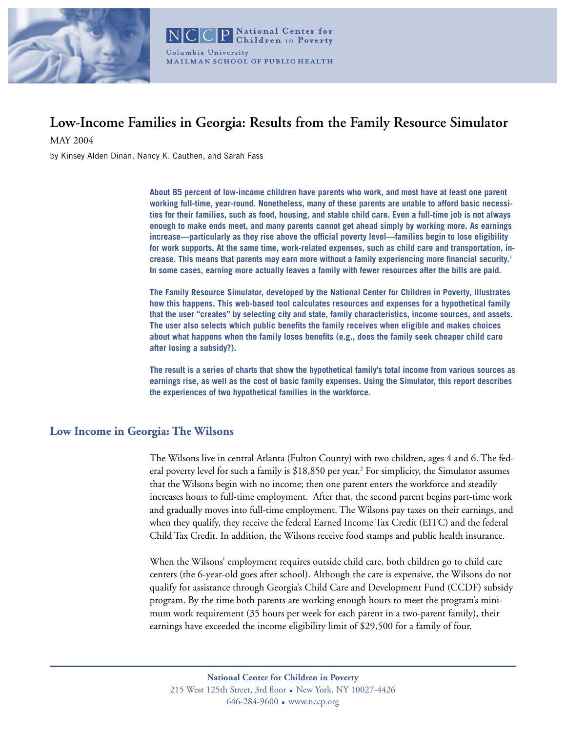National Center for Children *in* Poverty
Columbia University
MAILMAN SCHOOL OF PUBLIC HEALTH

# Low-Income Families in Georgia: Results from the Family Resource Simulator

MAY 2004

by Kinsey Alden Dinan, Nancy K. Cauthen, and Sarah Fass

**About 85 percent of low-income children have parents who work, and most have at least one parent working full-time, year-round. Nonetheless, many of these parents are unable to afford basic necessities for their families, such as food, housing, and stable child care. Even a full-time job is not always enough to make ends meet, and many parents cannot get ahead simply by working more. As earnings increase—particularly as they rise above the official poverty level—families begin to lose eligibility for work supports. At the same time, work-related expenses, such as child care and transportation, increase. This means that parents may earn more without a family experiencing more financial security.[1] In some cases, earning more actually leaves a family with fewer resources after the bills are paid.**

**The Family Resource Simulator, developed by the National Center for Children in Poverty, illustrates how this happens. This web-based tool calculates resources and expenses for a hypothetical family that the user "creates" by selecting city and state, family characteristics, income sources, and assets. The user also selects which public benefits the family receives when eligible and makes choices about what happens when the family loses benefits (e.g., does the family seek cheaper child care after losing a subsidy?).**

**The result is a series of charts that show the hypothetical family's total income from various sources as earnings rise, as well as the cost of basic family expenses. Using the Simulator, this report describes the experiences of two hypothetical families in the workforce.**

## Low Income in Georgia: The Wilsons

The Wilsons live in central Atlanta (Fulton County) with two children, ages 4 and 6. The federal poverty level for such a family is $18,850 per year.[2] For simplicity, the Simulator assumes that the Wilsons begin with no income; then one parent enters the workforce and steadily increases hours to full-time employment. After that, the second parent begins part-time work and gradually moves into full-time employment. The Wilsons pay taxes on their earnings, and when they qualify, they receive the federal Earned Income Tax Credit (EITC) and the federal Child Tax Credit. In addition, the Wilsons receive food stamps and public health insurance.

When the Wilsons' employment requires outside child care, both children go to child care centers (the 6-year-old goes after school). Although the care is expensive, the Wilsons do not qualify for assistance through Georgia's Child Care and Development Fund (CCDF) subsidy program. By the time both parents are working enough hours to meet the program's minimum work requirement (35 hours per week for each parent in a two-parent family), their earnings have exceeded the income eligibility limit of $29,500 for a family of four.

National Center for Children in Poverty
215 West 125th Street, 3rd floor ▪ New York, NY 10027-4426
646-284-9600 ▪ www.nccp.org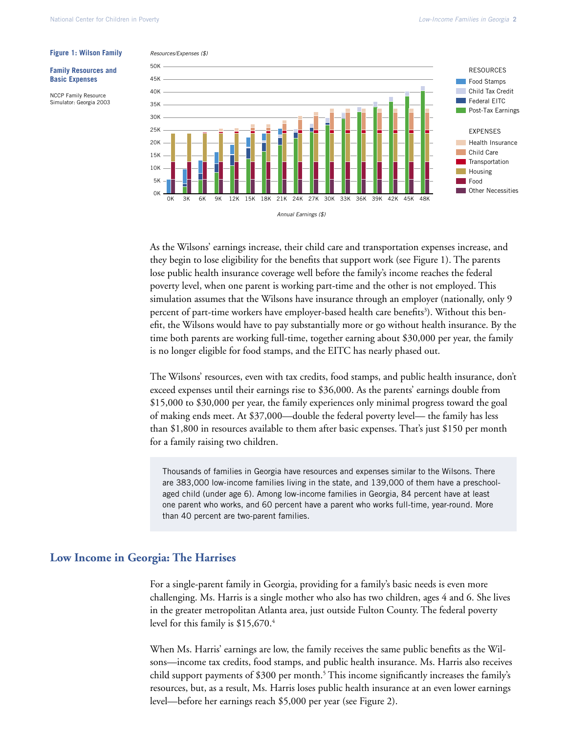**Figure 1: Wilson Family**

**Family Resources and Basic Expenses**

NCCP Family Resource Simulator: Georgia 2003

As the Wilsons' earnings increase, their child care and transportation expenses increase, and they begin to lose eligibility for the benefits that support work (see Figure 1). The parents lose public health insurance coverage well before the family's income reaches the federal poverty level, when one parent is working part-time and the other is not employed. This simulation assumes that the Wilsons have insurance through an employer (nationally, only 9 percent of part-time workers have employer-based health care benefits[3]). Without this benefit, the Wilsons would have to pay substantially more or go without health insurance. By the time both parents are working full-time, together earning about $30,000 per year, the family is no longer eligible for food stamps, and the EITC has nearly phased out.

The Wilsons' resources, even with tax credits, food stamps, and public health insurance, don't exceed expenses until their earnings rise to $36,000. As the parents' earnings double from $15,000 to $30,000 per year, the family experiences only minimal progress toward the goal of making ends meet. At $37,000—double the federal poverty level— the family has less than $1,800 in resources available to them after basic expenses. That's just $150 per month for a family raising two children.

> Thousands of families in Georgia have resources and expenses similar to the Wilsons. There are 383,000 low-income families living in the state, and 139,000 of them have a preschool-aged child (under age 6). Among low-income families in Georgia, 84 percent have at least one parent who works, and 60 percent have a parent who works full-time, year-round. More than 40 percent are two-parent families.

## Low Income in Georgia: The Harrises

For a single-parent family in Georgia, providing for a family's basic needs is even more challenging. Ms. Harris is a single mother who also has two children, ages 4 and 6. She lives in the greater metropolitan Atlanta area, just outside Fulton County. The federal poverty level for this family is $15,670.[4]

When Ms. Harris' earnings are low, the family receives the same public benefits as the Wilsons—income tax credits, food stamps, and public health insurance. Ms. Harris also receives child support payments of $300 per month.[5] This income significantly increases the family's resources, but, as a result, Ms. Harris loses public health insurance at an even lower earnings level—before her earnings reach $5,000 per year (see Figure 2).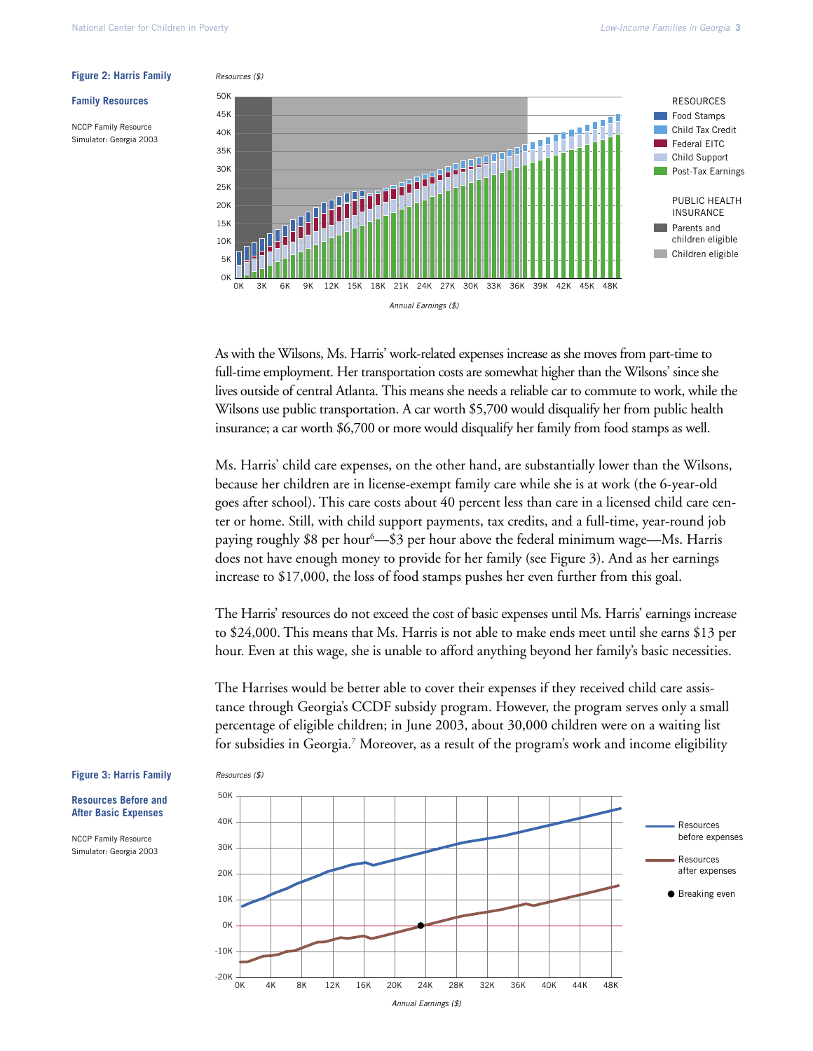**Figure 2: Harris Family**

**Family Resources**

NCCP Family Resource Simulator: Georgia 2003

**Figure 3: Harris Family**

**Resources Before and After Basic Expenses**

NCCP Family Resource Simulator: Georgia 2003

As with the Wilsons, Ms. Harris' work-related expenses increase as she moves from part-time to full-time employment. Her transportation costs are somewhat higher than the Wilsons' since she lives outside of central Atlanta. This means she needs a reliable car to commute to work, while the Wilsons use public transportation. A car worth $5,700 would disqualify her from public health insurance; a car worth $6,700 or more would disqualify her family from food stamps as well.

Ms. Harris' child care expenses, on the other hand, are substantially lower than the Wilsons, because her children are in license-exempt family care while she is at work (the 6-year-old goes after school). This care costs about 40 percent less than care in a licensed child care center or home. Still, with child support payments, tax credits, and a full-time, year-round job paying roughly $8 per hour[6]—$3 per hour above the federal minimum wage—Ms. Harris does not have enough money to provide for her family (see Figure 3). And as her earnings increase to $17,000, the loss of food stamps pushes her even further from this goal.

The Harris' resources do not exceed the cost of basic expenses until Ms. Harris' earnings increase to $24,000. This means that Ms. Harris is not able to make ends meet until she earns $13 per hour. Even at this wage, she is unable to afford anything beyond her family's basic necessities.

The Harrises would be better able to cover their expenses if they received child care assistance through Georgia's CCDF subsidy program. However, the program serves only a small percentage of eligible children; in June 2003, about 30,000 children were on a waiting list for subsidies in Georgia.[7] Moreover, as a result of the program's work and income eligibility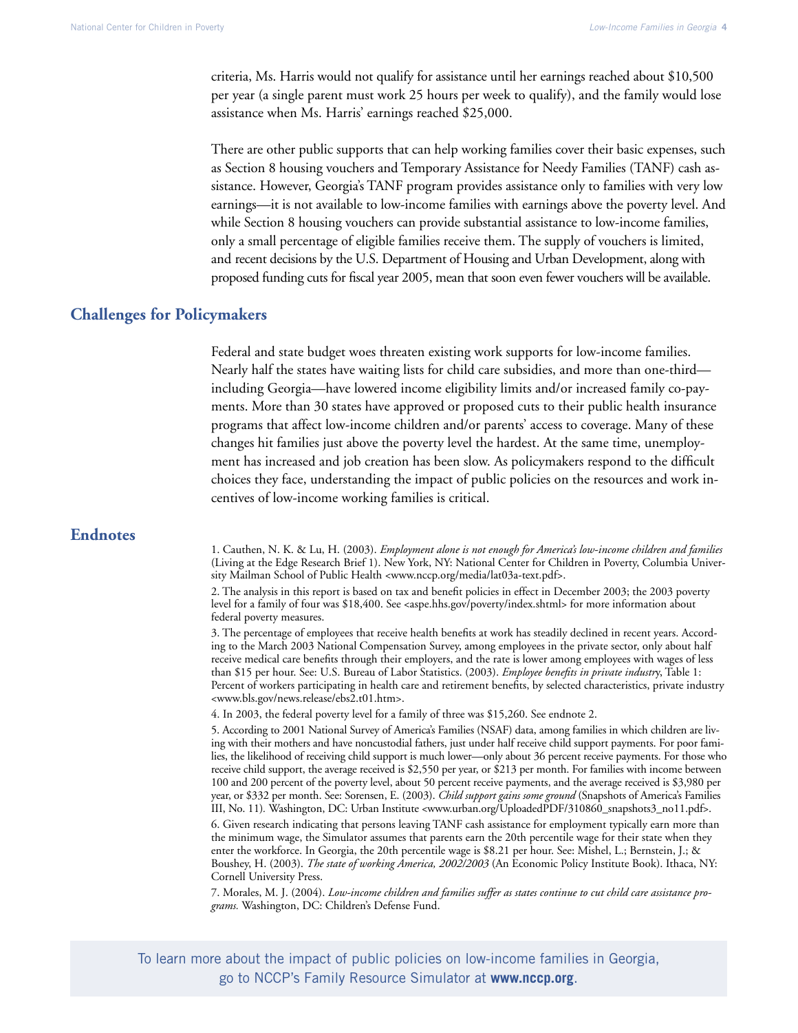criteria, Ms. Harris would not qualify for assistance until her earnings reached about $10,500 per year (a single parent must work 25 hours per week to qualify), and the family would lose assistance when Ms. Harris' earnings reached $25,000.

There are other public supports that can help working families cover their basic expenses, such as Section 8 housing vouchers and Temporary Assistance for Needy Families (TANF) cash assistance. However, Georgia's TANF program provides assistance only to families with very low earnings—it is not available to low-income families with earnings above the poverty level. And while Section 8 housing vouchers can provide substantial assistance to low-income families, only a small percentage of eligible families receive them. The supply of vouchers is limited, and recent decisions by the U.S. Department of Housing and Urban Development, along with proposed funding cuts for fiscal year 2005, mean that soon even fewer vouchers will be available.

## Challenges for Policymakers

Federal and state budget woes threaten existing work supports for low-income families. Nearly half the states have waiting lists for child care subsidies, and more than one-third—including Georgia—have lowered income eligibility limits and/or increased family co-payments. More than 30 states have approved or proposed cuts to their public health insurance programs that affect low-income children and/or parents' access to coverage. Many of these changes hit families just above the poverty level the hardest. At the same time, unemployment has increased and job creation has been slow. As policymakers respond to the difficult choices they face, understanding the impact of public policies on the resources and work incentives of low-income working families is critical.

## Endnotes

1. Cauthen, N. K. & Lu, H. (2003). *Employment alone is not enough for America's low-income children and families* (Living at the Edge Research Brief 1). New York, NY: National Center for Children in Poverty, Columbia University Mailman School of Public Health <www.nccp.org/media/lat03a-text.pdf>.

2. The analysis in this report is based on tax and benefit policies in effect in December 2003; the 2003 poverty level for a family of four was $18,400. See <aspe.hhs.gov/poverty/index.shtml> for more information about federal poverty measures.

3. The percentage of employees that receive health benefits at work has steadily declined in recent years. According to the March 2003 National Compensation Survey, among employees in the private sector, only about half receive medical care benefits through their employers, and the rate is lower among employees with wages of less than $15 per hour. See: U.S. Bureau of Labor Statistics. (2003). *Employee benefits in private industry*, Table 1: Percent of workers participating in health care and retirement benefits, by selected characteristics, private industry <www.bls.gov/news.release/ebs2.t01.htm>.

4. In 2003, the federal poverty level for a family of three was $15,260. See endnote 2.

5. According to 2001 National Survey of America's Families (NSAF) data, among families in which children are living with their mothers and have noncustodial fathers, just under half receive child support payments. For poor families, the likelihood of receiving child support is much lower—only about 36 percent receive payments. For those who receive child support, the average received is $2,550 per year, or $213 per month. For families with income between 100 and 200 percent of the poverty level, about 50 percent receive payments, and the average received is $3,980 per year, or $332 per month. See: Sorensen, E. (2003). *Child support gains some ground* (Snapshots of America's Families III, No. 11). Washington, DC: Urban Institute <www.urban.org/UploadedPDF/310860_snapshots3_no11.pdf>.

6. Given research indicating that persons leaving TANF cash assistance for employment typically earn more than the minimum wage, the Simulator assumes that parents earn the 20th percentile wage for their state when they enter the workforce. In Georgia, the 20th percentile wage is $8.21 per hour. See: Mishel, L.; Bernstein, J.; & Boushey, H. (2003). *The state of working America, 2002/2003* (An Economic Policy Institute Book). Ithaca, NY: Cornell University Press.

7. Morales, M. J. (2004). *Low-income children and families suffer as states continue to cut child care assistance programs.* Washington, DC: Children's Defense Fund.

To learn more about the impact of public policies on low-income families in Georgia, go to NCCP's Family Resource Simulator at **www.nccp.org**.